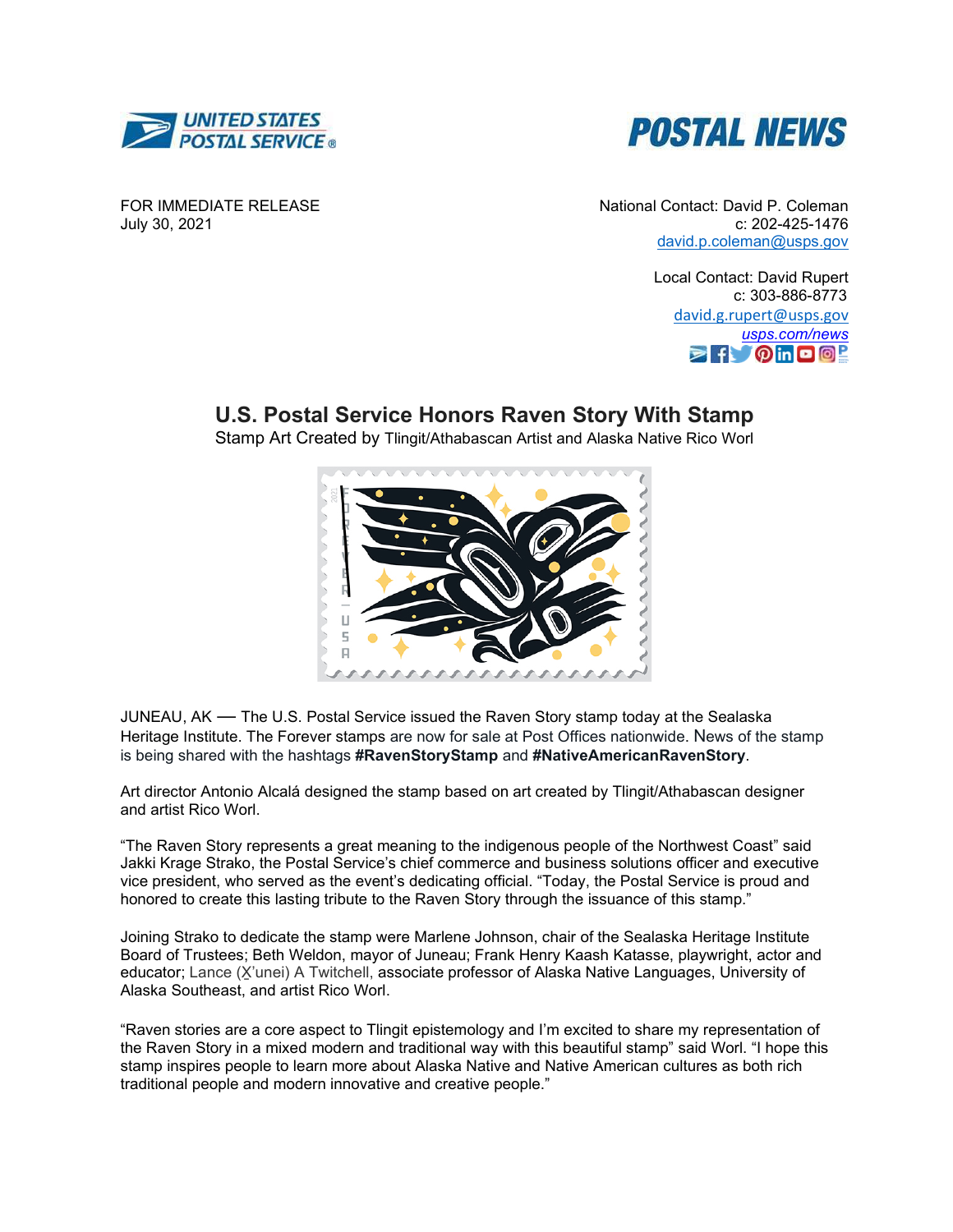UNITED STATES POSTAL SERVICE

POSTAL NEWS

FOR IMMEDIATE RELEASE
July 30, 2021

National Contact: David P. Coleman
c: 202-425-1476
david.p.coleman@usps.gov

Local Contact: David Rupert
c: 303-886-8773
david.g.rupert@usps.gov
*usps.com/news*

# U.S. Postal Service Honors Raven Story With Stamp

Stamp Art Created by Tlingit/Athabascan Artist and Alaska Native Rico Worl

JUNEAU, AK — The U.S. Postal Service issued the Raven Story stamp today at the Sealaska Heritage Institute. The Forever stamps are now for sale at Post Offices nationwide. News of the stamp is being shared with the hashtags **#RavenStoryStamp** and **#NativeAmericanRavenStory**.

Art director Antonio Alcalá designed the stamp based on art created by Tlingit/Athabascan designer and artist Rico Worl.

"The Raven Story represents a great meaning to the indigenous people of the Northwest Coast" said Jakki Krage Strako, the Postal Service's chief commerce and business solutions officer and executive vice president, who served as the event's dedicating official. "Today, the Postal Service is proud and honored to create this lasting tribute to the Raven Story through the issuance of this stamp."

Joining Strako to dedicate the stamp were Marlene Johnson, chair of the Sealaska Heritage Institute Board of Trustees; Beth Weldon, mayor of Juneau; Frank Henry Kaash Katasse, playwright, actor and educator; Lance (X̱'unei) A Twitchell, associate professor of Alaska Native Languages, University of Alaska Southeast, and artist Rico Worl.

"Raven stories are a core aspect to Tlingit epistemology and I'm excited to share my representation of the Raven Story in a mixed modern and traditional way with this beautiful stamp" said Worl. "I hope this stamp inspires people to learn more about Alaska Native and Native American cultures as both rich traditional people and modern innovative and creative people."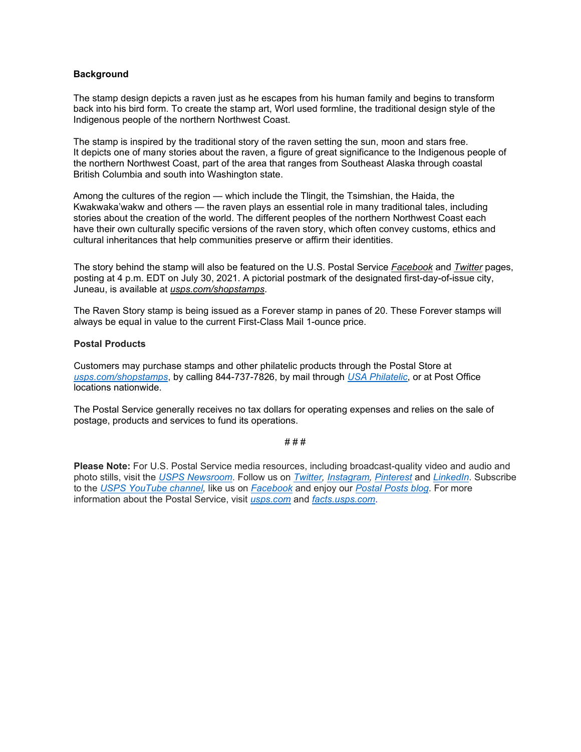**Background**

The stamp design depicts a raven just as he escapes from his human family and begins to transform back into his bird form. To create the stamp art, Worl used formline, the traditional design style of the Indigenous people of the northern Northwest Coast.

The stamp is inspired by the traditional story of the raven setting the sun, moon and stars free. It depicts one of many stories about the raven, a figure of great significance to the Indigenous people of the northern Northwest Coast, part of the area that ranges from Southeast Alaska through coastal British Columbia and south into Washington state.

Among the cultures of the region — which include the Tlingit, the Tsimshian, the Haida, the Kwakwaka'wakw and others — the raven plays an essential role in many traditional tales, including stories about the creation of the world. The different peoples of the northern Northwest Coast each have their own culturally specific versions of the raven story, which often convey customs, ethics and cultural inheritances that help communities preserve or affirm their identities.

The story behind the stamp will also be featured on the U.S. Postal Service *Facebook* and *Twitter* pages, posting at 4 p.m. EDT on July 30, 2021. A pictorial postmark of the designated first-day-of-issue city, Juneau, is available at *usps.com/shopstamps*.

The Raven Story stamp is being issued as a Forever stamp in panes of 20. These Forever stamps will always be equal in value to the current First-Class Mail 1-ounce price.

**Postal Products**

Customers may purchase stamps and other philatelic products through the Postal Store at *usps.com/shopstamps*, by calling 844-737-7826, by mail through *USA Philatelic*, or at Post Office locations nationwide.

The Postal Service generally receives no tax dollars for operating expenses and relies on the sale of postage, products and services to fund its operations.

# # #

**Please Note:** For U.S. Postal Service media resources, including broadcast-quality video and audio and photo stills, visit the *USPS Newsroom*. Follow us on *Twitter*, *Instagram*, *Pinterest* and *LinkedIn*. Subscribe to the *USPS YouTube channel*, like us on *Facebook* and enjoy our *Postal Posts blog*. For more information about the Postal Service, visit *usps.com* and *facts.usps.com*.